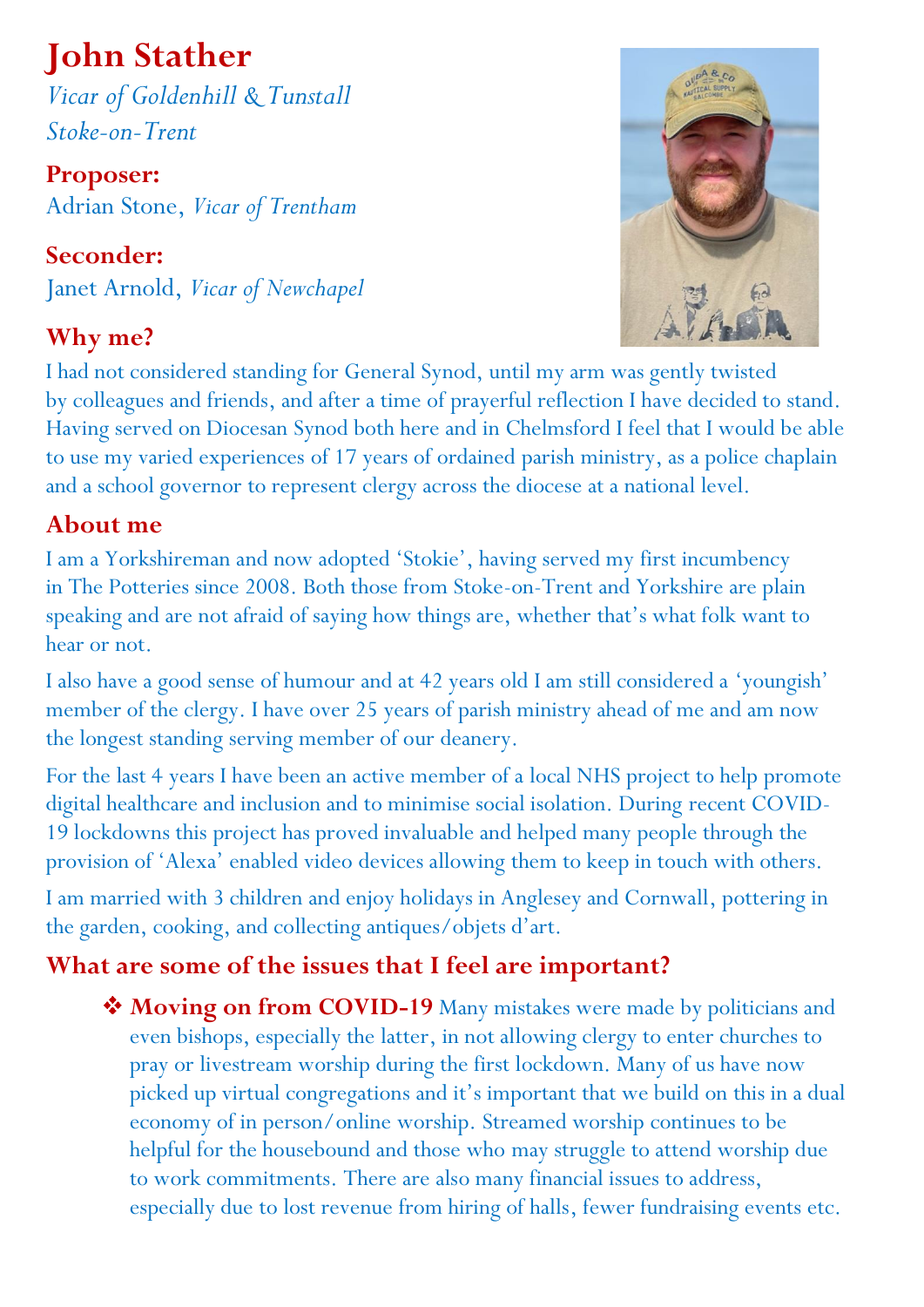# John Stather

*Vicar of Goldenhill & Tunstall*
*Stoke-on-Trent*

**Proposer:**
Adrian Stone, *Vicar of Trentham*

**Seconder:**
Janet Arnold, *Vicar of Newchapel*

## Why me?

I had not considered standing for General Synod, until my arm was gently twisted by colleagues and friends, and after a time of prayerful reflection I have decided to stand. Having served on Diocesan Synod both here and in Chelmsford I feel that I would be able to use my varied experiences of 17 years of ordained parish ministry, as a police chaplain and a school governor to represent clergy across the diocese at a national level.

## About me

I am a Yorkshireman and now adopted 'Stokie', having served my first incumbency in The Potteries since 2008. Both those from Stoke-on-Trent and Yorkshire are plain speaking and are not afraid of saying how things are, whether that's what folk want to hear or not.

I also have a good sense of humour and at 42 years old I am still considered a 'youngish' member of the clergy. I have over 25 years of parish ministry ahead of me and am now the longest standing serving member of our deanery.

For the last 4 years I have been an active member of a local NHS project to help promote digital healthcare and inclusion and to minimise social isolation. During recent COVID-19 lockdowns this project has proved invaluable and helped many people through the provision of 'Alexa' enabled video devices allowing them to keep in touch with others.

I am married with 3 children and enjoy holidays in Anglesey and Cornwall, pottering in the garden, cooking, and collecting antiques/objets d'art.

## What are some of the issues that I feel are important?

- **Moving on from COVID-19** Many mistakes were made by politicians and even bishops, especially the latter, in not allowing clergy to enter churches to pray or livestream worship during the first lockdown. Many of us have now picked up virtual congregations and it's important that we build on this in a dual economy of in person/online worship. Streamed worship continues to be helpful for the housebound and those who may struggle to attend worship due to work commitments. There are also many financial issues to address, especially due to lost revenue from hiring of halls, fewer fundraising events etc.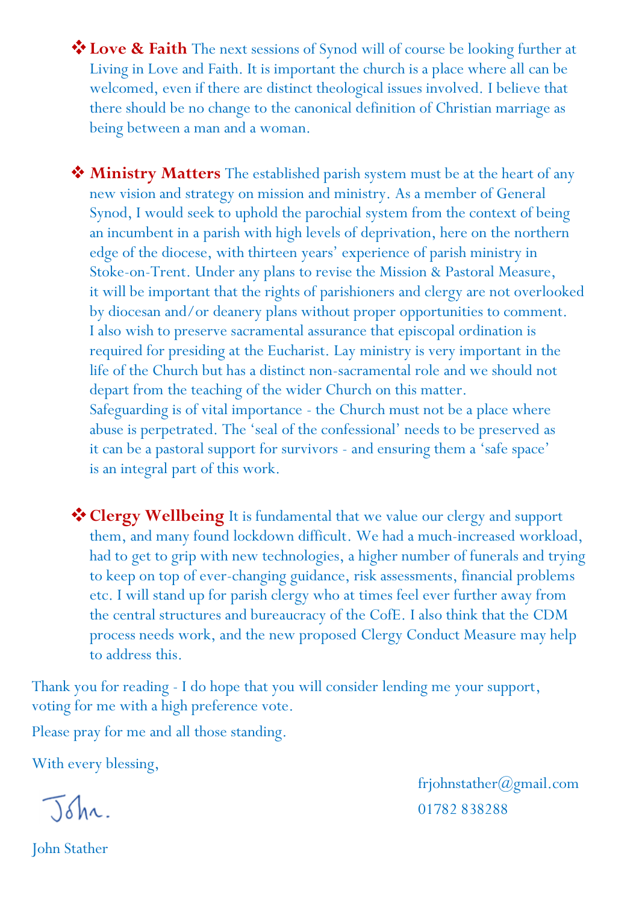- ❖ **Love & Faith** The next sessions of Synod will of course be looking further at Living in Love and Faith. It is important the church is a place where all can be welcomed, even if there are distinct theological issues involved. I believe that there should be no change to the canonical definition of Christian marriage as being between a man and a woman.

- ❖ **Ministry Matters** The established parish system must be at the heart of any new vision and strategy on mission and ministry. As a member of General Synod, I would seek to uphold the parochial system from the context of being an incumbent in a parish with high levels of deprivation, here on the northern edge of the diocese, with thirteen years' experience of parish ministry in Stoke-on-Trent. Under any plans to revise the Mission & Pastoral Measure, it will be important that the rights of parishioners and clergy are not overlooked by diocesan and/or deanery plans without proper opportunities to comment. I also wish to preserve sacramental assurance that episcopal ordination is required for presiding at the Eucharist. Lay ministry is very important in the life of the Church but has a distinct non-sacramental role and we should not depart from the teaching of the wider Church on this matter.
  Safeguarding is of vital importance - the Church must not be a place where abuse is perpetrated. The 'seal of the confessional' needs to be preserved as it can be a pastoral support for survivors - and ensuring them a 'safe space' is an integral part of this work.

- ❖ **Clergy Wellbeing** It is fundamental that we value our clergy and support them, and many found lockdown difficult. We had a much-increased workload, had to get to grip with new technologies, a higher number of funerals and trying to keep on top of ever-changing guidance, risk assessments, financial problems etc. I will stand up for parish clergy who at times feel ever further away from the central structures and bureaucracy of the CofE. I also think that the CDM process needs work, and the new proposed Clergy Conduct Measure may help to address this.

Thank you for reading - I do hope that you will consider lending me your support, voting for me with a high preference vote.

Please pray for me and all those standing.

With every blessing,

John.

John Stather

frjohnstather@gmail.com
01782 838288